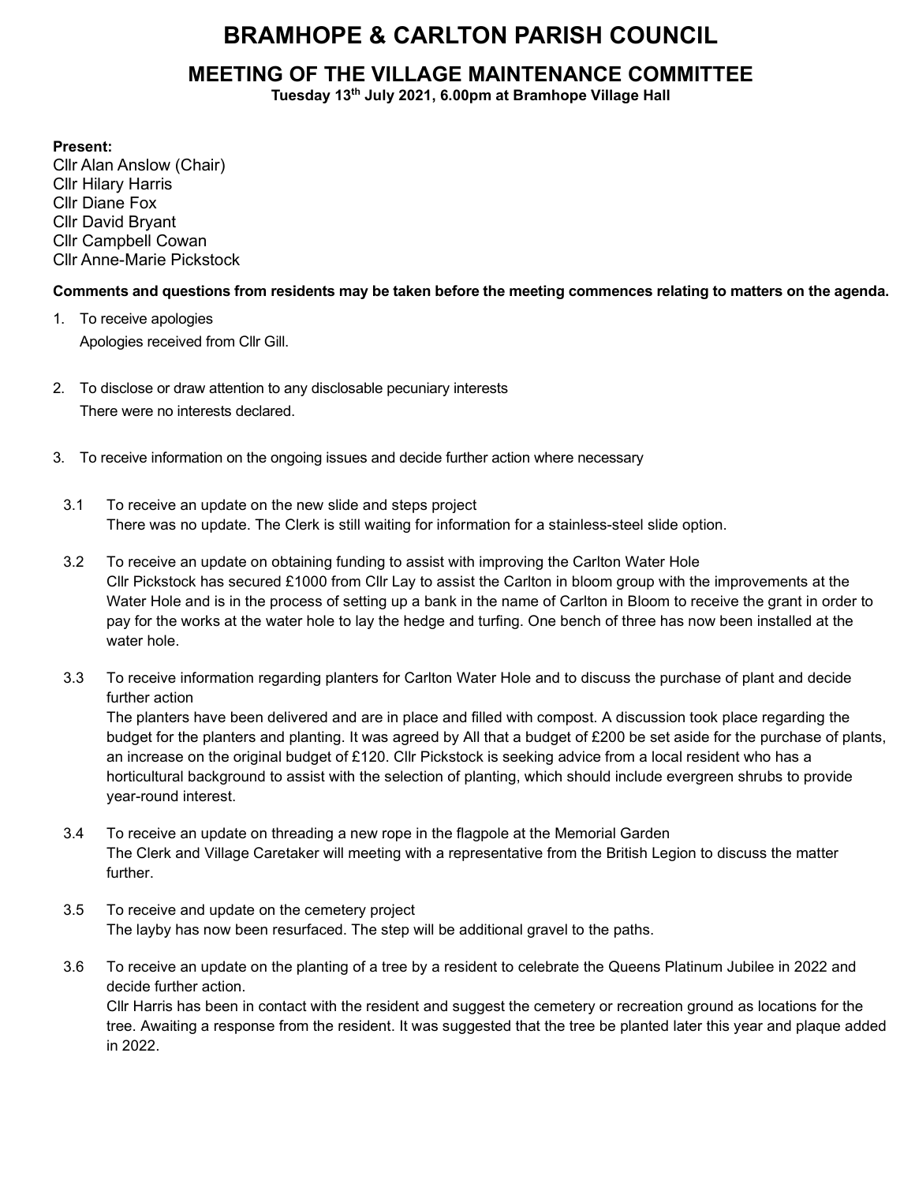# BRAMHOPE & CARLTON PARISH COUNCIL

## MEETING OF THE VILLAGE MAINTENANCE COMMITTEE

**Tuesday 13th July 2021, 6.00pm at Bramhope Village Hall**

**Present:**
Cllr Alan Anslow (Chair)
Cllr Hilary Harris
Cllr Diane Fox
Cllr David Bryant
Cllr Campbell Cowan
Cllr Anne-Marie Pickstock

**Comments and questions from residents may be taken before the meeting commences relating to matters on the agenda.**

1. To receive apologies
   Apologies received from Cllr Gill.

2. To disclose or draw attention to any disclosable pecuniary interests
   There were no interests declared.

3. To receive information on the ongoing issues and decide further action where necessary

3.1 To receive an update on the new slide and steps project
There was no update. The Clerk is still waiting for information for a stainless-steel slide option.

3.2 To receive an update on obtaining funding to assist with improving the Carlton Water Hole
Cllr Pickstock has secured £1000 from Cllr Lay to assist the Carlton in bloom group with the improvements at the Water Hole and is in the process of setting up a bank in the name of Carlton in Bloom to receive the grant in order to pay for the works at the water hole to lay the hedge and turfing. One bench of three has now been installed at the water hole.

3.3 To receive information regarding planters for Carlton Water Hole and to discuss the purchase of plant and decide further action
The planters have been delivered and are in place and filled with compost. A discussion took place regarding the budget for the planters and planting. It was agreed by All that a budget of £200 be set aside for the purchase of plants, an increase on the original budget of £120. Cllr Pickstock is seeking advice from a local resident who has a horticultural background to assist with the selection of planting, which should include evergreen shrubs to provide year-round interest.

3.4 To receive an update on threading a new rope in the flagpole at the Memorial Garden
The Clerk and Village Caretaker will meeting with a representative from the British Legion to discuss the matter further.

3.5 To receive and update on the cemetery project
The layby has now been resurfaced. The step will be additional gravel to the paths.

3.6 To receive an update on the planting of a tree by a resident to celebrate the Queens Platinum Jubilee in 2022 and decide further action.
Cllr Harris has been in contact with the resident and suggest the cemetery or recreation ground as locations for the tree. Awaiting a response from the resident. It was suggested that the tree be planted later this year and plaque added in 2022.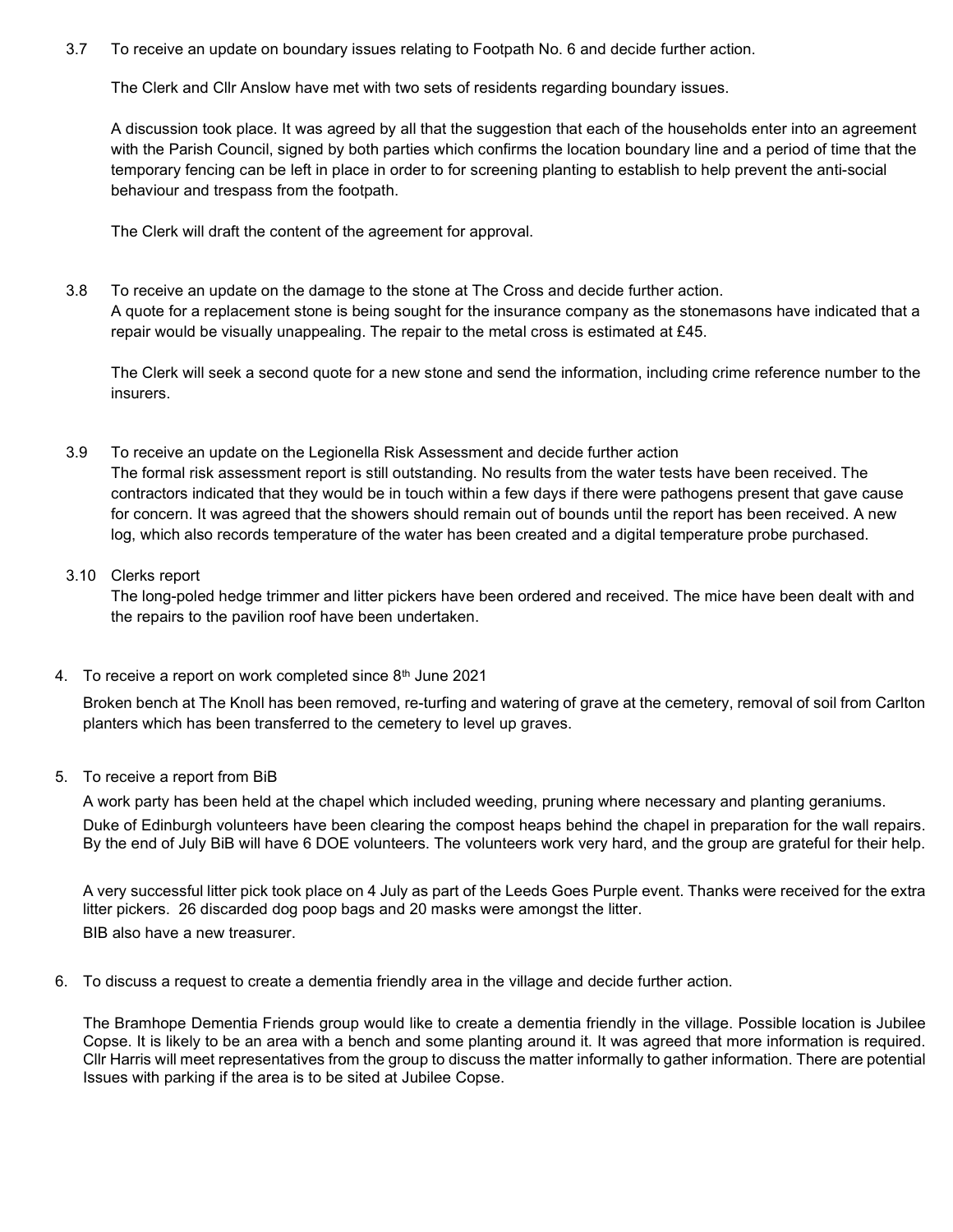3.7 To receive an update on boundary issues relating to Footpath No. 6 and decide further action.

The Clerk and Cllr Anslow have met with two sets of residents regarding boundary issues.

A discussion took place. It was agreed by all that the suggestion that each of the households enter into an agreement with the Parish Council, signed by both parties which confirms the location boundary line and a period of time that the temporary fencing can be left in place in order to for screening planting to establish to help prevent the anti-social behaviour and trespass from the footpath.

The Clerk will draft the content of the agreement for approval.

3.8 To receive an update on the damage to the stone at The Cross and decide further action.
A quote for a replacement stone is being sought for the insurance company as the stonemasons have indicated that a repair would be visually unappealing. The repair to the metal cross is estimated at £45.

The Clerk will seek a second quote for a new stone and send the information, including crime reference number to the insurers.

3.9 To receive an update on the Legionella Risk Assessment and decide further action
The formal risk assessment report is still outstanding. No results from the water tests have been received. The contractors indicated that they would be in touch within a few days if there were pathogens present that gave cause for concern. It was agreed that the showers should remain out of bounds until the report has been received. A new log, which also records temperature of the water has been created and a digital temperature probe purchased.

3.10 Clerks report
The long-poled hedge trimmer and litter pickers have been ordered and received. The mice have been dealt with and the repairs to the pavilion roof have been undertaken.

4. To receive a report on work completed since 8th June 2021

Broken bench at The Knoll has been removed, re-turfing and watering of grave at the cemetery, removal of soil from Carlton planters which has been transferred to the cemetery to level up graves.

5. To receive a report from BiB

A work party has been held at the chapel which included weeding, pruning where necessary and planting geraniums.
Duke of Edinburgh volunteers have been clearing the compost heaps behind the chapel in preparation for the wall repairs. By the end of July BiB will have 6 DOE volunteers. The volunteers work very hard, and the group are grateful for their help.

A very successful litter pick took place on 4 July as part of the Leeds Goes Purple event. Thanks were received for the extra litter pickers. 26 discarded dog poop bags and 20 masks were amongst the litter.
BIB also have a new treasurer.

6. To discuss a request to create a dementia friendly area in the village and decide further action.

The Bramhope Dementia Friends group would like to create a dementia friendly in the village. Possible location is Jubilee Copse. It is likely to be an area with a bench and some planting around it. It was agreed that more information is required. Cllr Harris will meet representatives from the group to discuss the matter informally to gather information. There are potential Issues with parking if the area is to be sited at Jubilee Copse.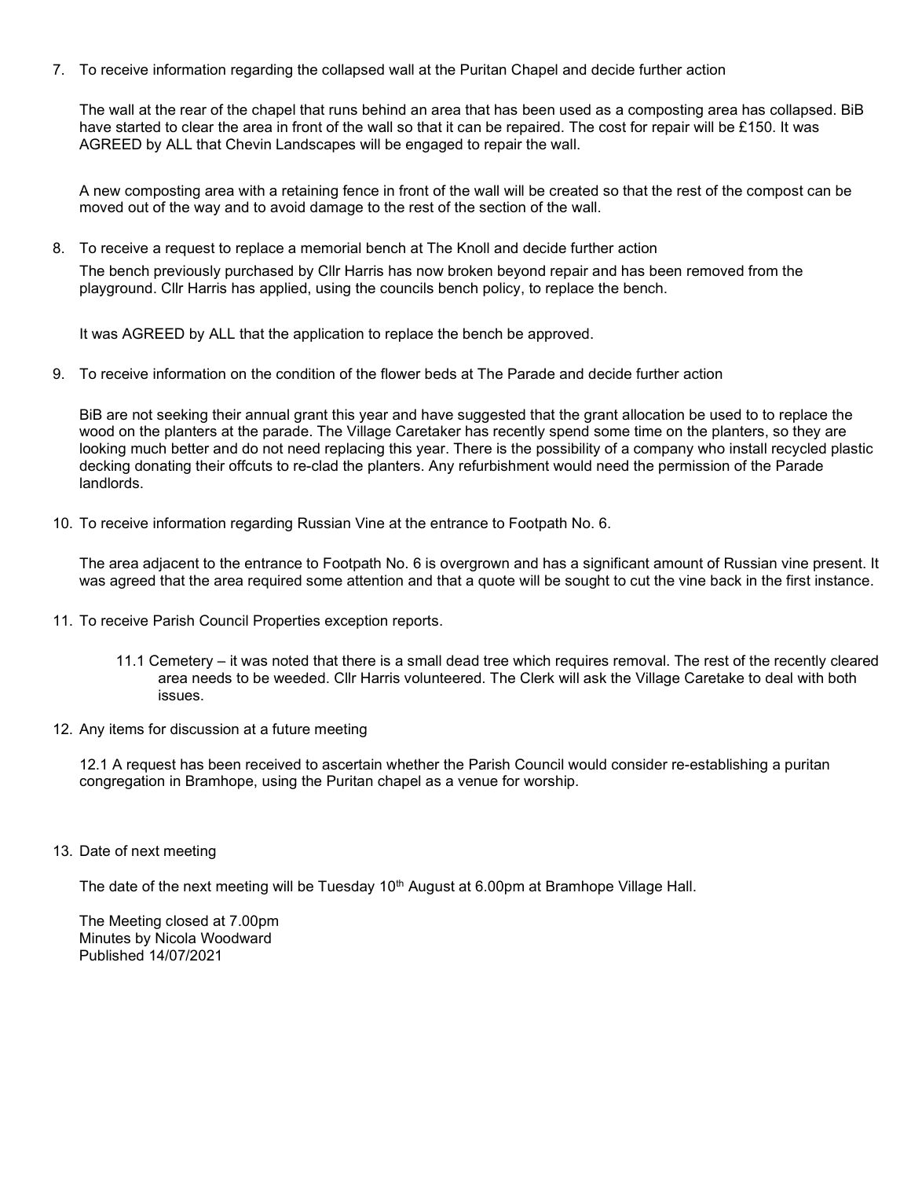7. To receive information regarding the collapsed wall at the Puritan Chapel and decide further action

   The wall at the rear of the chapel that runs behind an area that has been used as a composting area has collapsed. BiB have started to clear the area in front of the wall so that it can be repaired. The cost for repair will be £150. It was AGREED by ALL that Chevin Landscapes will be engaged to repair the wall.

   A new composting area with a retaining fence in front of the wall will be created so that the rest of the compost can be moved out of the way and to avoid damage to the rest of the section of the wall.

8. To receive a request to replace a memorial bench at The Knoll and decide further action

   The bench previously purchased by Cllr Harris has now broken beyond repair and has been removed from the playground. Cllr Harris has applied, using the councils bench policy, to replace the bench.

   It was AGREED by ALL that the application to replace the bench be approved.

9. To receive information on the condition of the flower beds at The Parade and decide further action

   BiB are not seeking their annual grant this year and have suggested that the grant allocation be used to to replace the wood on the planters at the parade. The Village Caretaker has recently spend some time on the planters, so they are looking much better and do not need replacing this year. There is the possibility of a company who install recycled plastic decking donating their offcuts to re-clad the planters. Any refurbishment would need the permission of the Parade landlords.

10. To receive information regarding Russian Vine at the entrance to Footpath No. 6.

    The area adjacent to the entrance to Footpath No. 6 is overgrown and has a significant amount of Russian vine present. It was agreed that the area required some attention and that a quote will be sought to cut the vine back in the first instance.

11. To receive Parish Council Properties exception reports.

    11.1 Cemetery – it was noted that there is a small dead tree which requires removal. The rest of the recently cleared area needs to be weeded. Cllr Harris volunteered. The Clerk will ask the Village Caretake to deal with both issues.

12. Any items for discussion at a future meeting

    12.1 A request has been received to ascertain whether the Parish Council would consider re-establishing a puritan congregation in Bramhope, using the Puritan chapel as a venue for worship.

13. Date of next meeting

    The date of the next meeting will be Tuesday 10th August at 6.00pm at Bramhope Village Hall.

    The Meeting closed at 7.00pm
    Minutes by Nicola Woodward
    Published 14/07/2021